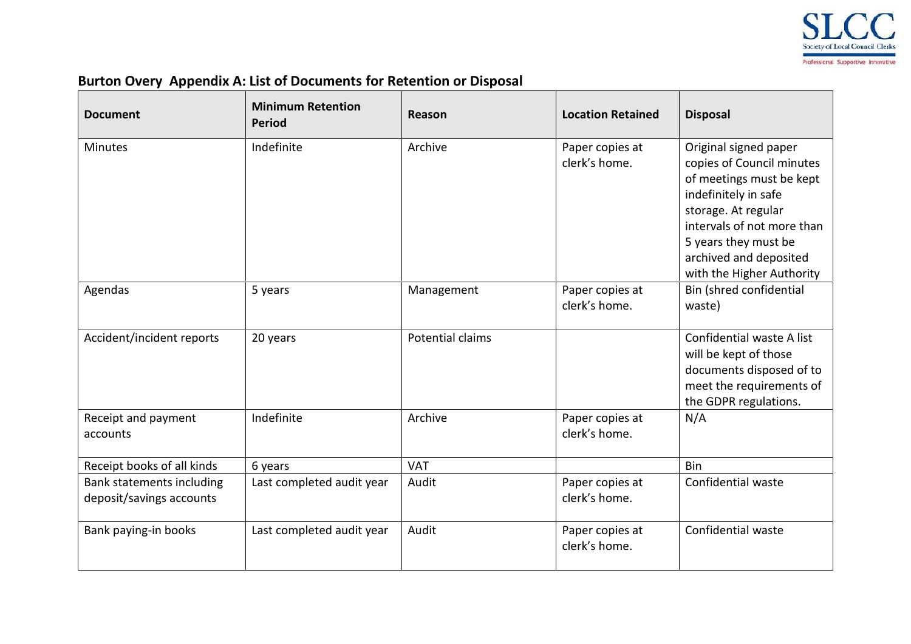**Burton Overy Appendix A: List of Documents for Retention or Disposal**

| Document | Minimum Retention Period | Reason | Location Retained | Disposal |
|---|---|---|---|---|
| Minutes | Indefinite | Archive | Paper copies at clerk's home. | Original signed paper copies of Council minutes of meetings must be kept indefinitely in safe storage. At regular intervals of not more than 5 years they must be archived and deposited with the Higher Authority |
| Agendas | 5 years | Management | Paper copies at clerk's home. | Bin (shred confidential waste) |
| Accident/incident reports | 20 years | Potential claims | | Confidential waste A list will be kept of those documents disposed of to meet the requirements of the GDPR regulations. |
| Receipt and payment accounts | Indefinite | Archive | Paper copies at clerk's home. | N/A |
| Receipt books of all kinds | 6 years | VAT | | Bin |
| Bank statements including deposit/savings accounts | Last completed audit year | Audit | Paper copies at clerk's home. | Confidential waste |
| Bank paying-in books | Last completed audit year | Audit | Paper copies at clerk's home. | Confidential waste |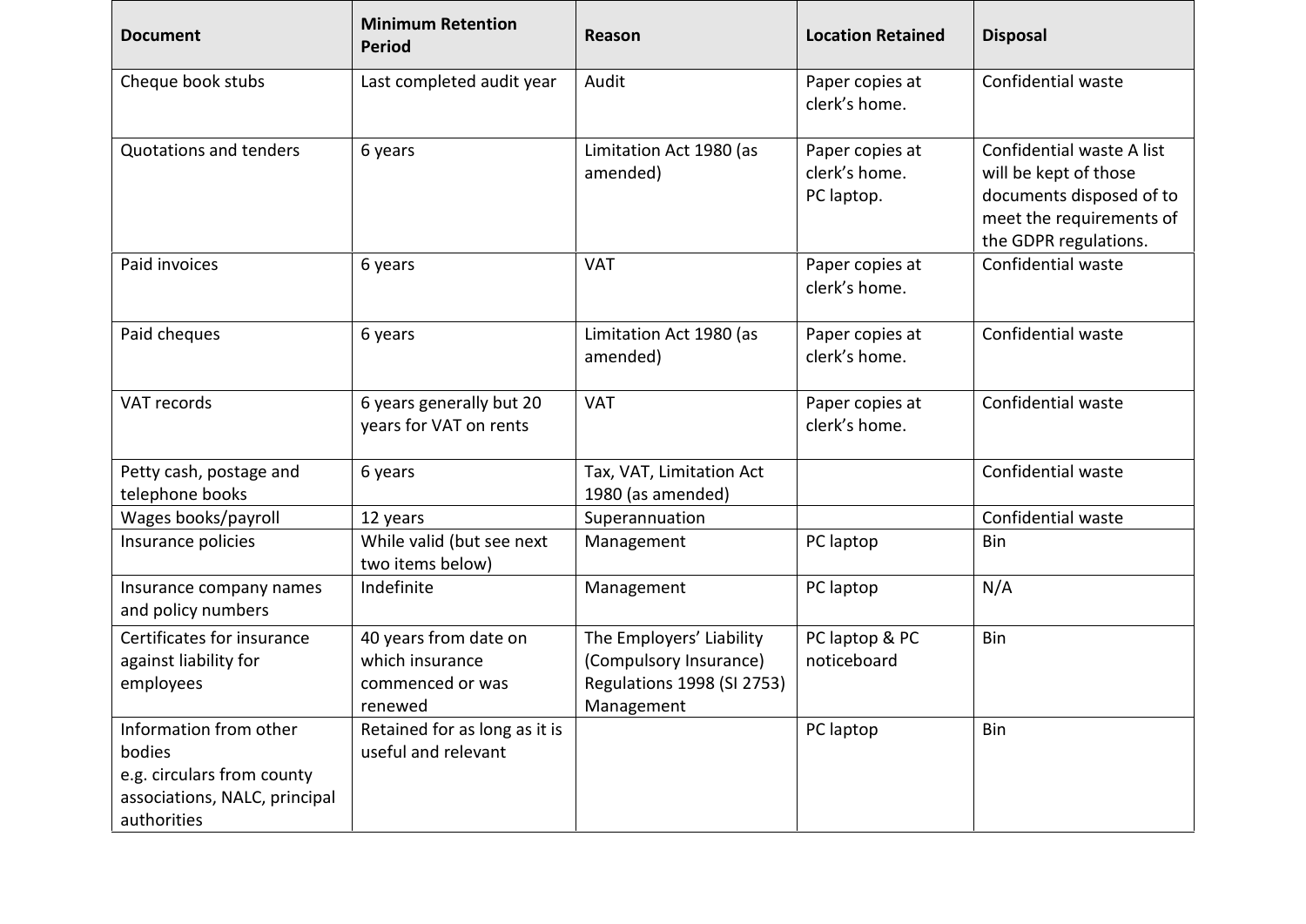| Document | Minimum Retention Period | Reason | Location Retained | Disposal |
|---|---|---|---|---|
| Cheque book stubs | Last completed audit year | Audit | Paper copies at clerk's home. | Confidential waste |
| Quotations and tenders | 6 years | Limitation Act 1980 (as amended) | Paper copies at clerk's home. PC laptop. | Confidential waste A list will be kept of those documents disposed of to meet the requirements of the GDPR regulations. |
| Paid invoices | 6 years | VAT | Paper copies at clerk's home. | Confidential waste |
| Paid cheques | 6 years | Limitation Act 1980 (as amended) | Paper copies at clerk's home. | Confidential waste |
| VAT records | 6 years generally but 20 years for VAT on rents | VAT | Paper copies at clerk's home. | Confidential waste |
| Petty cash, postage and telephone books | 6 years | Tax, VAT, Limitation Act 1980 (as amended) | | Confidential waste |
| Wages books/payroll | 12 years | Superannuation | | Confidential waste |
| Insurance policies | While valid (but see next two items below) | Management | PC laptop | Bin |
| Insurance company names and policy numbers | Indefinite | Management | PC laptop | N/A |
| Certificates for insurance against liability for employees | 40 years from date on which insurance commenced or was renewed | The Employers' Liability (Compulsory Insurance) Regulations 1998 (SI 2753) Management | PC laptop & PC noticeboard | Bin |
| Information from other bodies e.g. circulars from county associations, NALC, principal authorities | Retained for as long as it is useful and relevant | | PC laptop | Bin |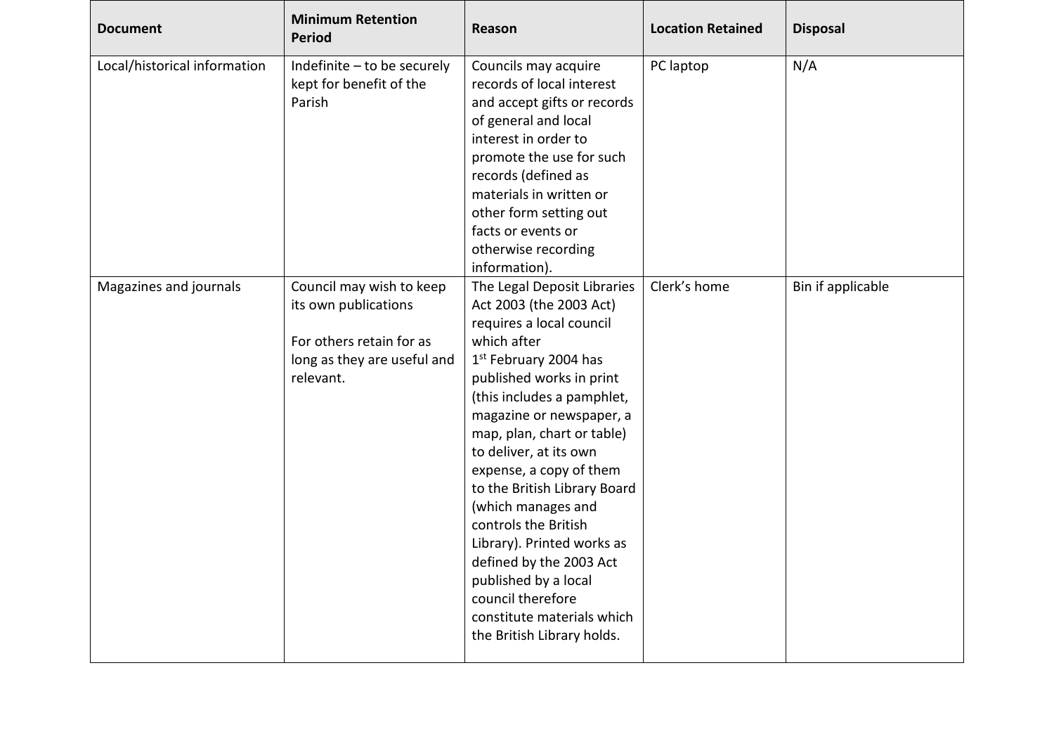| Document | Minimum Retention Period | Reason | Location Retained | Disposal |
| --- | --- | --- | --- | --- |
| Local/historical information | Indefinite – to be securely kept for benefit of the Parish | Councils may acquire records of local interest and accept gifts or records of general and local interest in order to promote the use for such records (defined as materials in written or other form setting out facts or events or otherwise recording information). | PC laptop | N/A |
| Magazines and journals | Council may wish to keep its own publications<br><br>For others retain for as long as they are useful and relevant. | The Legal Deposit Libraries Act 2003 (the 2003 Act) requires a local council which after 1st February 2004 has published works in print (this includes a pamphlet, magazine or newspaper, a map, plan, chart or table) to deliver, at its own expense, a copy of them to the British Library Board (which manages and controls the British Library). Printed works as defined by the 2003 Act published by a local council therefore constitute materials which the British Library holds. | Clerk's home | Bin if applicable |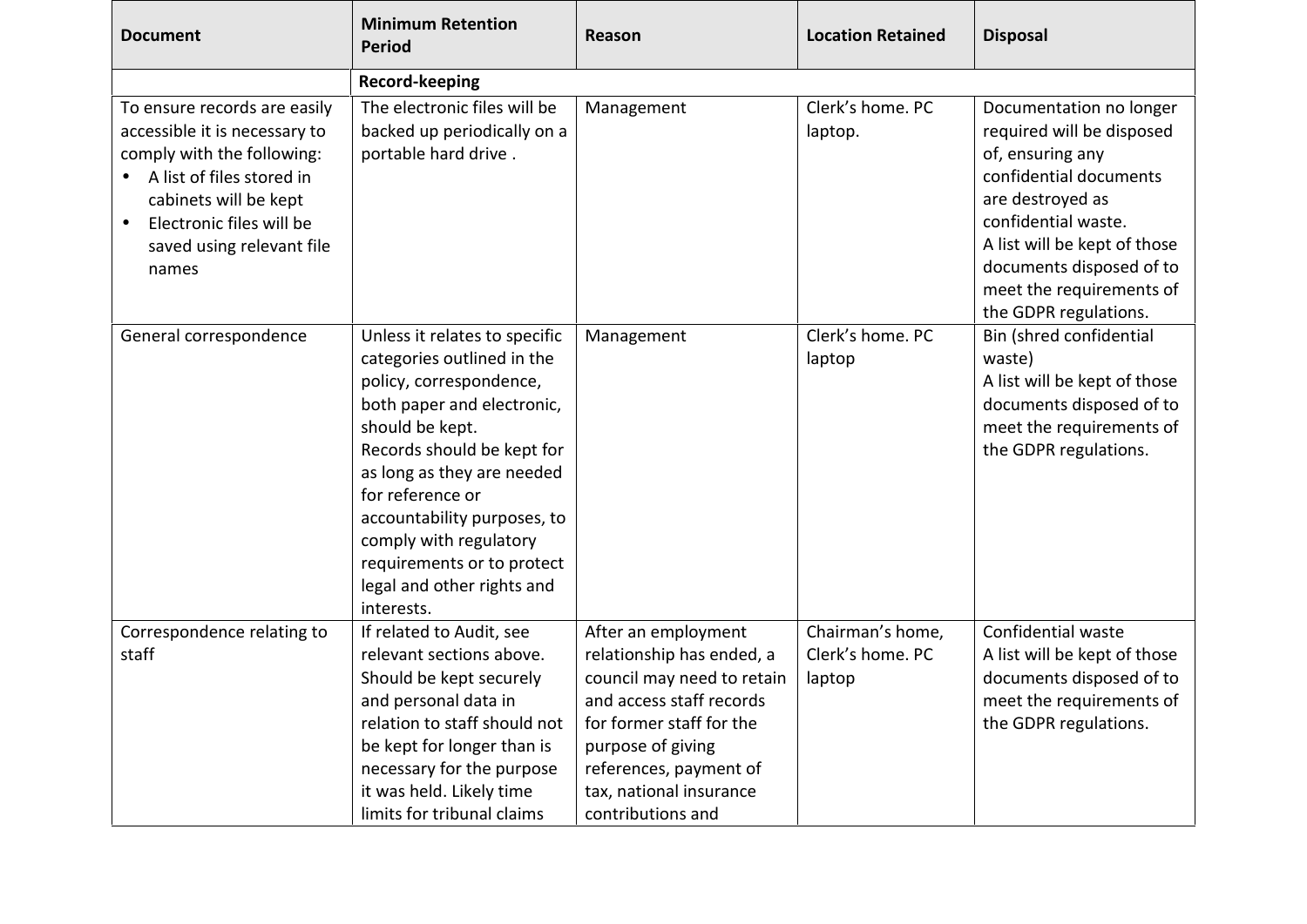| Document | Minimum Retention Period | Reason | Location Retained | Disposal |
|---|---|---|---|---|
| | **Record-keeping** | | | |
| To ensure records are easily accessible it is necessary to comply with the following:<br>• A list of files stored in cabinets will be kept<br>• Electronic files will be saved using relevant file names | The electronic files will be backed up periodically on a portable hard drive . | Management | Clerk's home. PC laptop. | Documentation no longer required will be disposed of, ensuring any confidential documents are destroyed as confidential waste.<br>A list will be kept of those documents disposed of to meet the requirements of the GDPR regulations. |
| General correspondence | Unless it relates to specific categories outlined in the policy, correspondence, both paper and electronic, should be kept.<br>Records should be kept for as long as they are needed for reference or accountability purposes, to comply with regulatory requirements or to protect legal and other rights and interests. | Management | Clerk's home. PC laptop | Bin (shred confidential waste)<br>A list will be kept of those documents disposed of to meet the requirements of the GDPR regulations. |
| Correspondence relating to staff | If related to Audit, see relevant sections above.<br>Should be kept securely and personal data in relation to staff should not be kept for longer than is necessary for the purpose it was held. Likely time limits for tribunal claims | After an employment relationship has ended, a council may need to retain and access staff records for former staff for the purpose of giving references, payment of tax, national insurance contributions and | Chairman's home, Clerk's home. PC laptop | Confidential waste<br>A list will be kept of those documents disposed of to meet the requirements of the GDPR regulations. |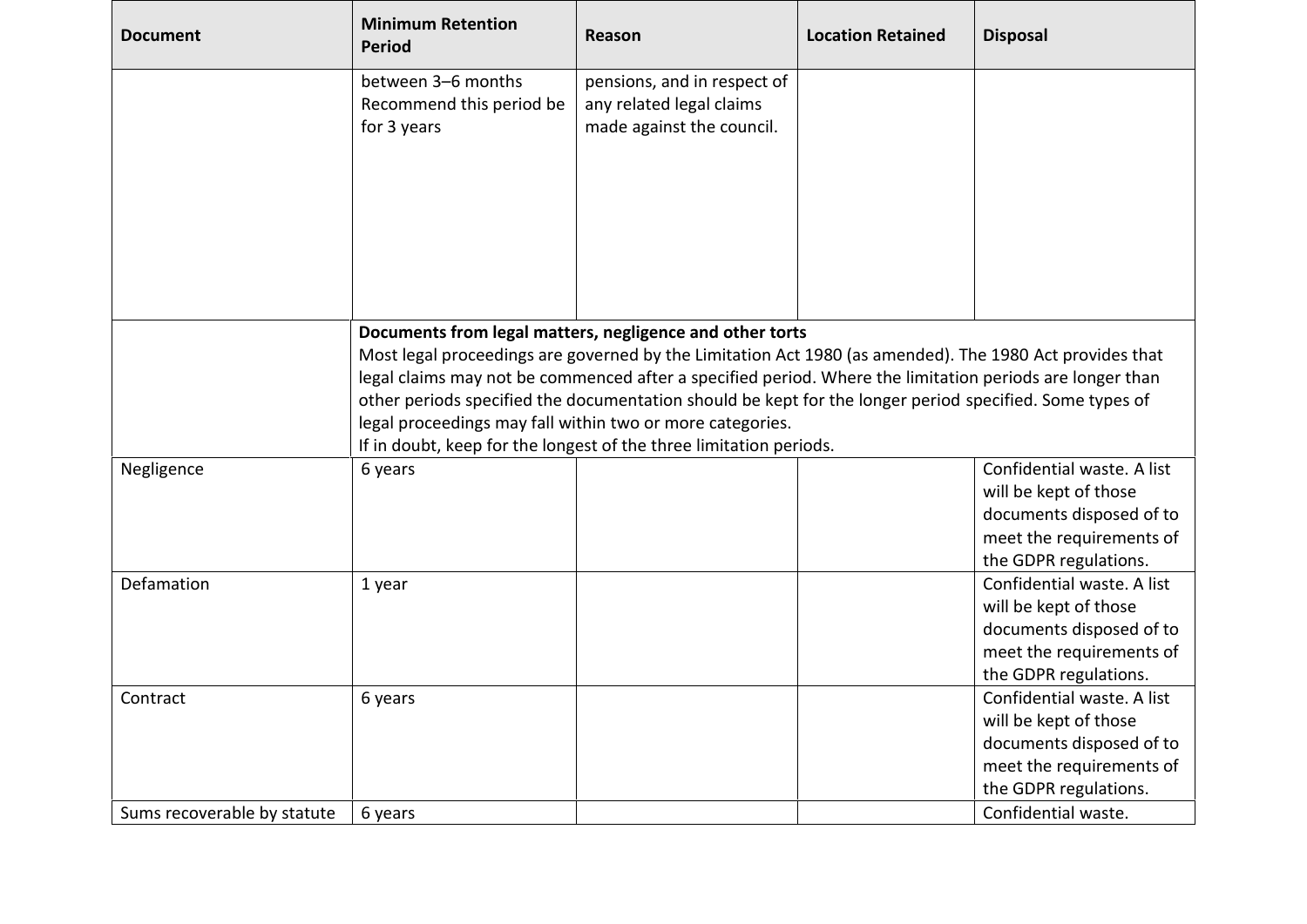| Document | Minimum Retention Period | Reason | Location Retained | Disposal |
|---|---|---|---|---|
| | between 3–6 months Recommend this period be for 3 years | pensions, and in respect of any related legal claims made against the council. | | |
| | **Documents from legal matters, negligence and other torts** Most legal proceedings are governed by the Limitation Act 1980 (as amended). The 1980 Act provides that legal claims may not be commenced after a specified period. Where the limitation periods are longer than other periods specified the documentation should be kept for the longer period specified. Some types of legal proceedings may fall within two or more categories. If in doubt, keep for the longest of the three limitation periods. | | | |
| Negligence | 6 years | | | Confidential waste. A list will be kept of those documents disposed of to meet the requirements of the GDPR regulations. |
| Defamation | 1 year | | | Confidential waste. A list will be kept of those documents disposed of to meet the requirements of the GDPR regulations. |
| Contract | 6 years | | | Confidential waste. A list will be kept of those documents disposed of to meet the requirements of the GDPR regulations. |
| Sums recoverable by statute | 6 years | | | Confidential waste. |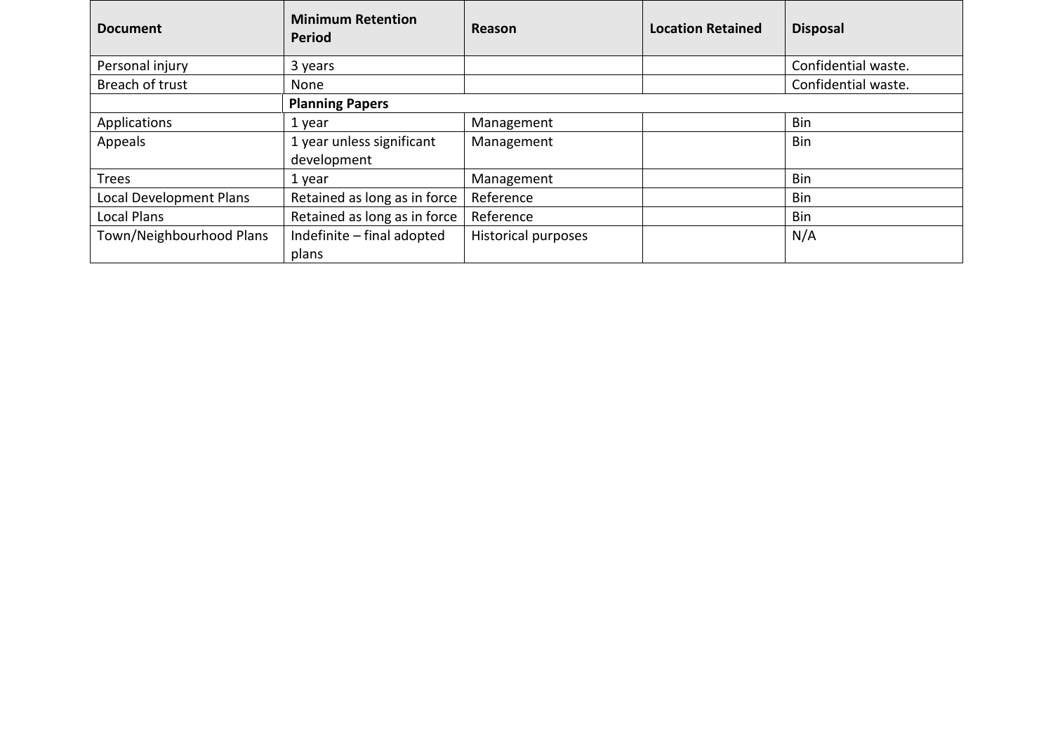| Document | Minimum Retention Period | Reason | Location Retained | Disposal |
|---|---|---|---|---|
| Personal injury | 3 years | | | Confidential waste. |
| Breach of trust | None | | | Confidential waste. |
| | **Planning Papers** | | | |
| Applications | 1 year | Management | | Bin |
| Appeals | 1 year unless significant development | Management | | Bin |
| Trees | 1 year | Management | | Bin |
| Local Development Plans | Retained as long as in force | Reference | | Bin |
| Local Plans | Retained as long as in force | Reference | | Bin |
| Town/Neighbourhood Plans | Indefinite – final adopted plans | Historical purposes | | N/A |